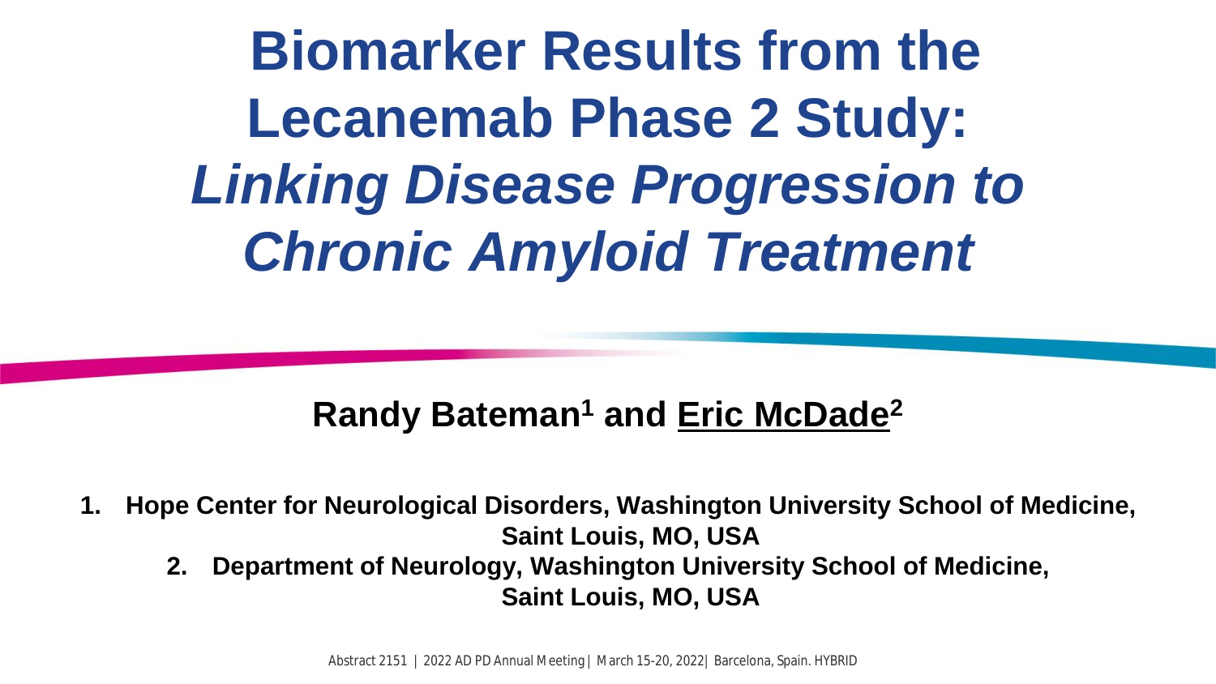# Biomarker Results from the Lecanemab Phase 2 Study: *Linking Disease Progression to Chronic Amyloid Treatment*

**Randy Bateman[1] and <u>Eric McDade</u>[2]**

**1. Hope Center for Neurological Disorders, Washington University School of Medicine, Saint Louis, MO, USA**

**2. Department of Neurology, Washington University School of Medicine, Saint Louis, MO, USA**

Abstract 2151 | 2022 AD PD Annual Meeting | March 15-20, 2022| Barcelona, Spain. HYBRID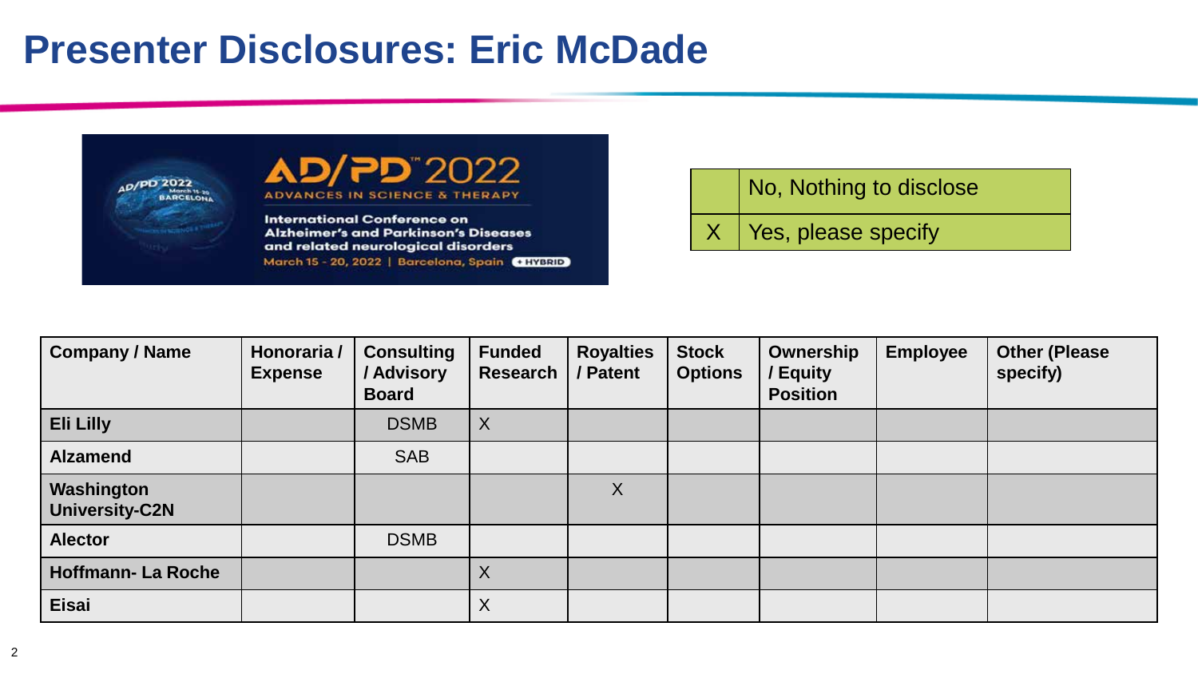# Presenter Disclosures: Eric McDade

AD/PD 2022 — ADVANCES IN SCIENCE & THERAPY

International Conference on Alzheimer's and Parkinson's Diseases and related neurological disorders

March 15 - 20, 2022 | Barcelona, Spain + HYBRID

| | |
|---|---|
| | No, Nothing to disclose |
| X | Yes, please specify |

| Company / Name | Honoraria / Expense | Consulting / Advisory Board | Funded Research | Royalties / Patent | Stock Options | Ownership / Equity Position | Employee | Other (Please specify) |
|---|---|---|---|---|---|---|---|---|
| **Eli Lilly** | | DSMB | X | | | | | |
| **Alzamend** | | SAB | | | | | | |
| **Washington University-C2N** | | | | X | | | | |
| **Alector** | | DSMB | | | | | | |
| **Hoffmann- La Roche** | | | X | | | | | |
| **Eisai** | | | X | | | | | |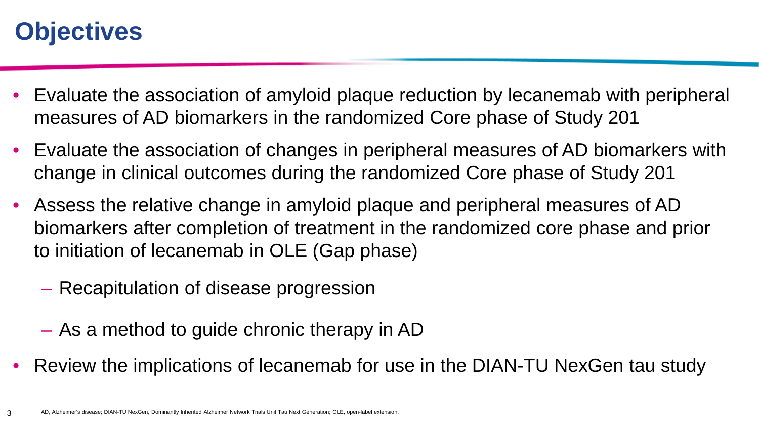# Objectives

- Evaluate the association of amyloid plaque reduction by lecanemab with peripheral measures of AD biomarkers in the randomized Core phase of Study 201
- Evaluate the association of changes in peripheral measures of AD biomarkers with change in clinical outcomes during the randomized Core phase of Study 201
- Assess the relative change in amyloid plaque and peripheral measures of AD biomarkers after completion of treatment in the randomized core phase and prior to initiation of lecanemab in OLE (Gap phase)
  - Recapitulation of disease progression
  - As a method to guide chronic therapy in AD
- Review the implications of lecanemab for use in the DIAN-TU NexGen tau study

AD, Alzheimer's disease; DIAN-TU NexGen, Dominantly Inherited Alzheimer Network Trials Unit Tau Next Generation; OLE, open-label extension.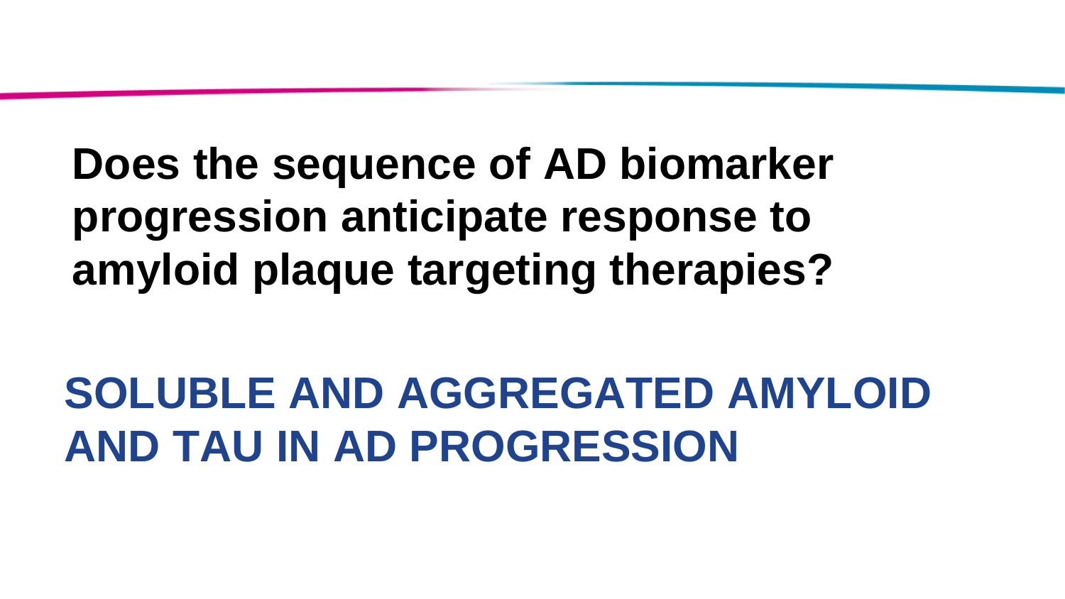# Does the sequence of AD biomarker progression anticipate response to amyloid plaque targeting therapies?

## SOLUBLE AND AGGREGATED AMYLOID AND TAU IN AD PROGRESSION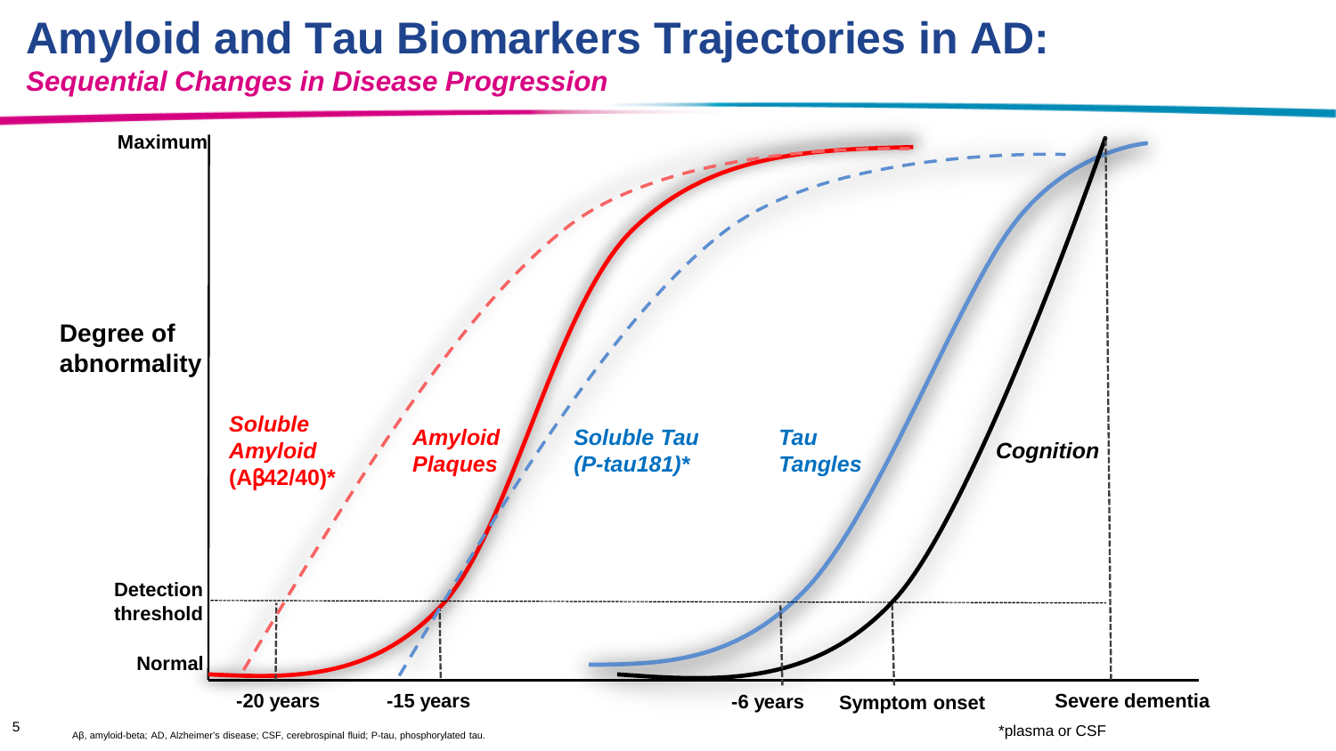# Amyloid and Tau Biomarkers Trajectories in AD:

***Sequential Changes in Disease Progression***

**Maximum**

**Degree of abnormality**

**Detection threshold**

**Normal**

***Soluble Amyloid (Aβ42/40)****

***Amyloid Plaques***

***Soluble Tau (P-tau181)****

***Tau Tangles***

***Cognition***

**-20 years** **-15 years** **-6 years** **Symptom onset** **Severe dementia**

Aβ, amyloid-beta; AD, Alzheimer's disease; CSF, cerebrospinal fluid; P-tau, phosphorylated tau.

*plasma or CSF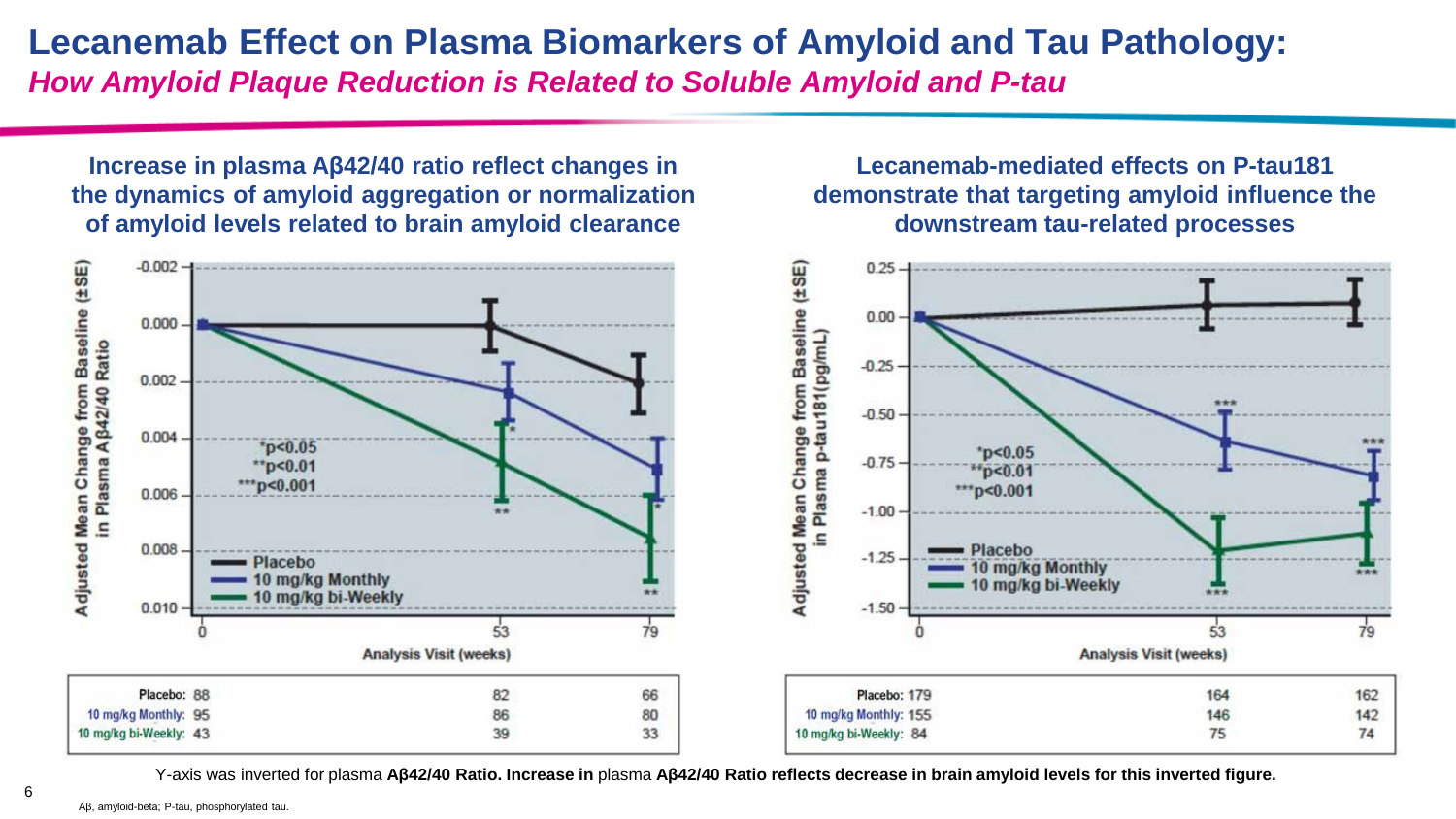# Lecanemab Effect on Plasma Biomarkers of Amyloid and Tau Pathology:

## *How Amyloid Plaque Reduction is Related to Soluble Amyloid and P-tau*

**Increase in plasma Aβ42/40 ratio reflect changes in the dynamics of amyloid aggregation or normalization of amyloid levels related to brain amyloid clearance**

Adjusted Mean Change from Baseline (±SE) in Plasma Aβ42/40 Ratio

Analysis Visit (weeks)

*p<0.05
**p<0.01
***p<0.001

| | 0 | 53 | 79 |
|---|---|---|---|
| Placebo: | 88 | 82 | 66 |
| 10 mg/kg Monthly: | 95 | 86 | 80 |
| 10 mg/kg bi-Weekly: | 43 | 39 | 33 |

**Lecanemab-mediated effects on P-tau181 demonstrate that targeting amyloid influence the downstream tau-related processes**

Adjusted Mean Change from Baseline (±SE) in Plasma p-tau181(pg/mL)

Analysis Visit (weeks)

*p<0.05
**p<0.01
***p<0.001

| | 0 | 53 | 79 |
|---|---|---|---|
| Placebo: | 179 | 164 | 162 |
| 10 mg/kg Monthly: | 155 | 146 | 142 |
| 10 mg/kg bi-Weekly: | 84 | 75 | 74 |

Y-axis was inverted for plasma **Aβ42/40 Ratio. Increase in** plasma **Aβ42/40 Ratio reflects decrease in brain amyloid levels for this inverted figure.**

Aβ, amyloid-beta; P-tau, phosphorylated tau.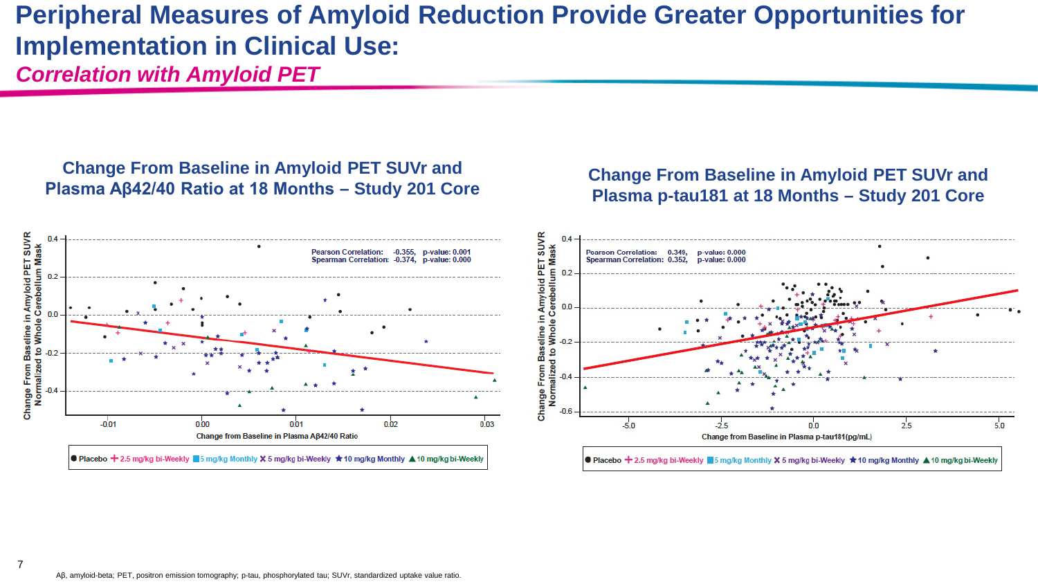# Peripheral Measures of Amyloid Reduction Provide Greater Opportunities for Implementation in Clinical Use:

## *Correlation with Amyloid PET*

### Change From Baseline in Amyloid PET SUVr and Plasma Aβ42/40 Ratio at 18 Months – Study 201 Core

Pearson Correlation: -0.355, p-value: 0.001
Spearman Correlation: -0.374, p-value: 0.000

Y-axis: Change From Baseline in Amyloid PET SUVR Normalized to Whole Cerebellum Mask

X-axis: Change from Baseline in Plasma Aβ42/40 Ratio

● Placebo + 2.5 mg/kg bi-Weekly ■ 5 mg/kg Monthly ✕ 5 mg/kg bi-Weekly ★ 10 mg/kg Monthly ▲ 10 mg/kg bi-Weekly

### Change From Baseline in Amyloid PET SUVr and Plasma p-tau181 at 18 Months – Study 201 Core

Pearson Correlation: 0.349, p-value: 0.000
Spearman Correlation: 0.352, p-value: 0.000

Y-axis: Change From Baseline in Amyloid PET SUVR Normalized to Whole Cerebellum Mask

X-axis: Change from Baseline in Plasma p-tau181(pg/mL)

● Placebo + 2.5 mg/kg bi-Weekly ■ 5 mg/kg Monthly ✕ 5 mg/kg bi-Weekly ★ 10 mg/kg Monthly ▲ 10 mg/kg bi-Weekly

Aβ, amyloid-beta; PET, positron emission tomography; p-tau, phosphorylated tau; SUVr, standardized uptake value ratio.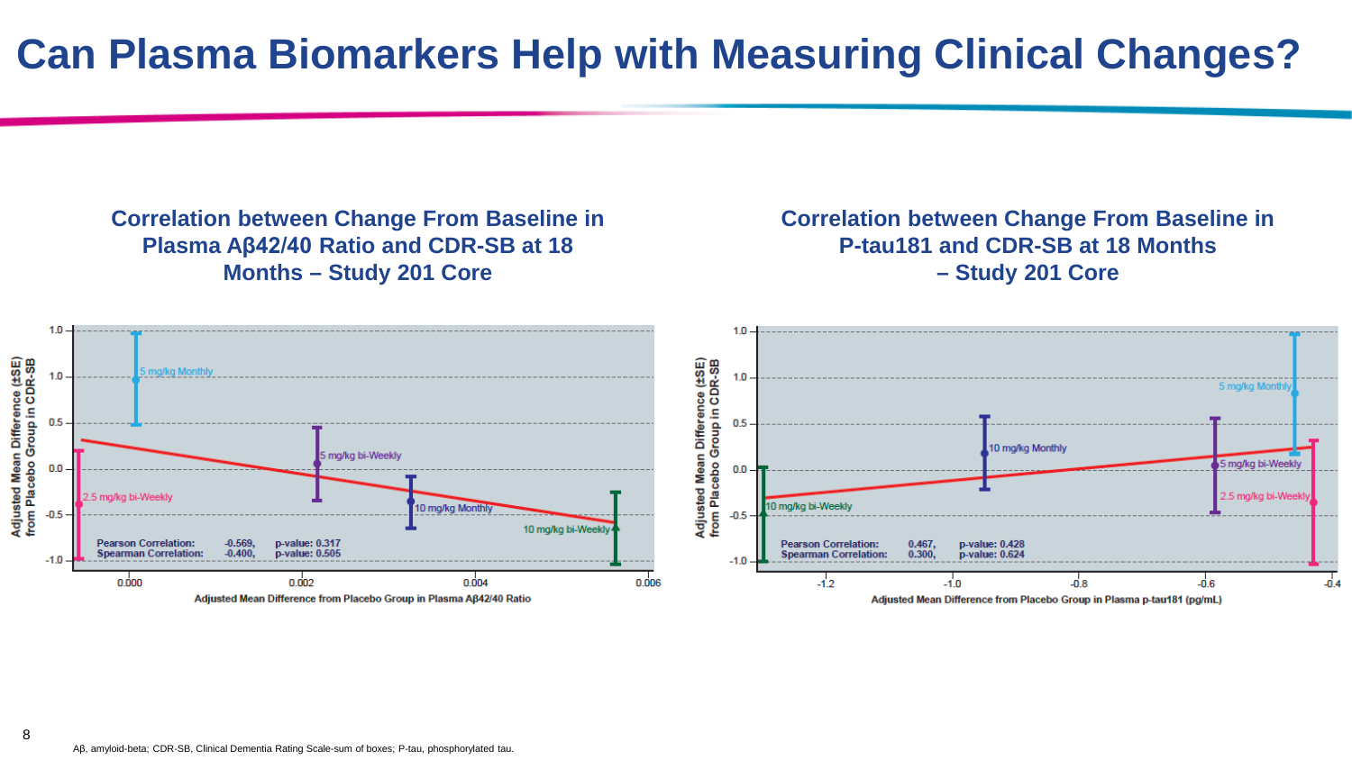# Can Plasma Biomarkers Help with Measuring Clinical Changes?

## Correlation between Change From Baseline in Plasma Aβ42/40 Ratio and CDR-SB at 18 Months – Study 201 Core

Y-axis: Adjusted Mean Difference (±SE) from Placebo Group in CDR-SB

X-axis: Adjusted Mean Difference from Placebo Group in Plasma Aβ42/40 Ratio

Data points: 5 mg/kg Monthly; 5 mg/kg bi-Weekly; 2.5 mg/kg bi-Weekly; 10 mg/kg Monthly; 10 mg/kg bi-Weekly

| | Correlation | p-value |
|---|---|---|
| Pearson Correlation: | -0.569, | p-value: 0.317 |
| Spearman Correlation: | -0.400, | p-value: 0.505 |

## Correlation between Change From Baseline in P-tau181 and CDR-SB at 18 Months – Study 201 Core

Y-axis: Adjusted Mean Difference (±SE) from Placebo Group in CDR-SB

X-axis: Adjusted Mean Difference from Placebo Group in Plasma p-tau181 (pg/mL)

Data points: 10 mg/kg Monthly; 5 mg/kg Monthly; 5 mg/kg bi-Weekly; 2.5 mg/kg bi-Weekly; 10 mg/kg bi-Weekly

| | Correlation | p-value |
|---|---|---|
| Pearson Correlation: | 0.467, | p-value: 0.428 |
| Spearman Correlation: | 0.300, | p-value: 0.624 |

Aβ, amyloid-beta; CDR-SB, Clinical Dementia Rating Scale-sum of boxes; P-tau, phosphorylated tau.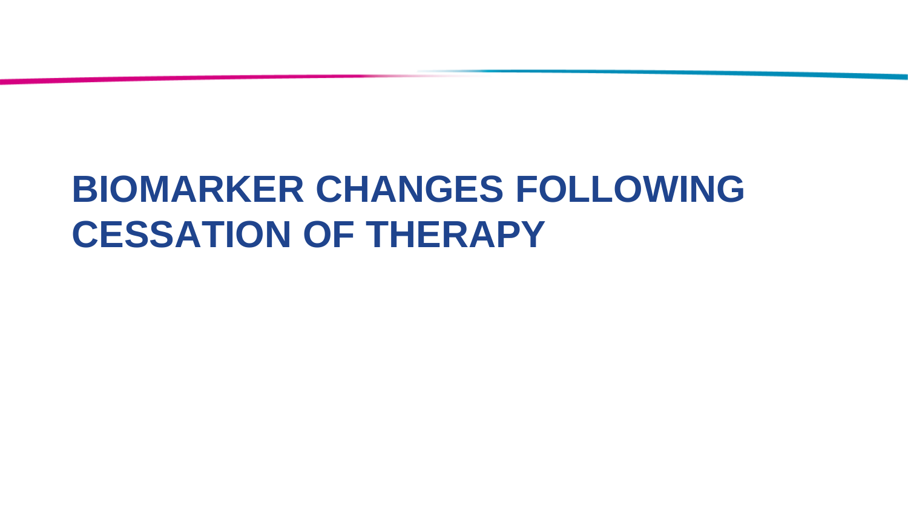# BIOMARKER CHANGES FOLLOWING CESSATION OF THERAPY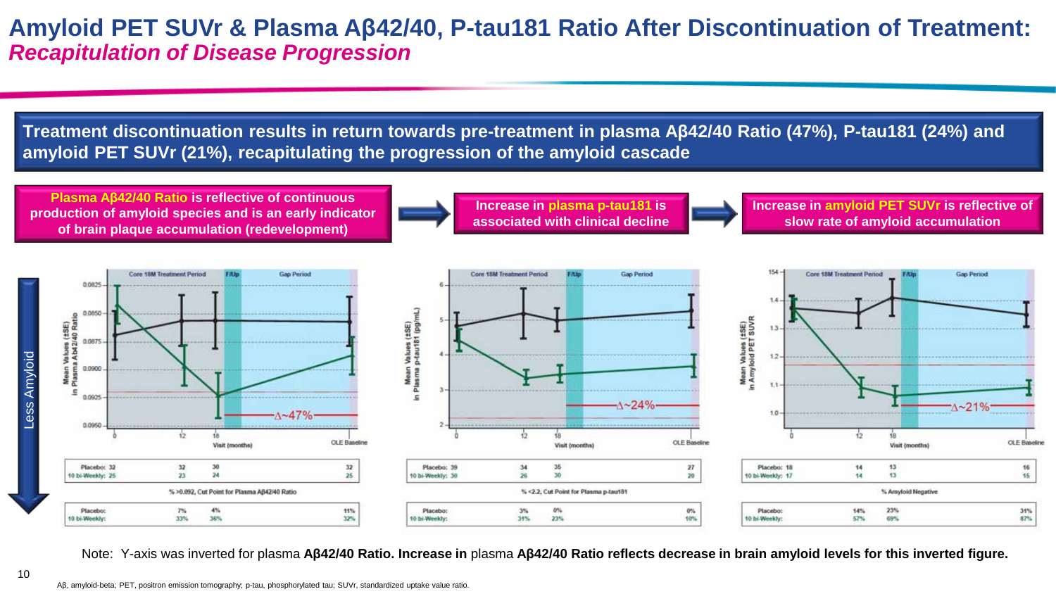# Amyloid PET SUVr & Plasma Aβ42/40, P-tau181 Ratio After Discontinuation of Treatment: *Recapitulation of Disease Progression*

**Treatment discontinuation results in return towards pre-treatment in plasma Aβ42/40 Ratio (47%), P-tau181 (24%) and amyloid PET SUVr (21%), recapitulating the progression of the amyloid cascade**

**Plasma Aβ42/40 Ratio is reflective of continuous production of amyloid species and is an early indicator of brain plaque accumulation (redevelopment)** → **Increase in plasma p-tau181 is associated with clinical decline** → **Increase in amyloid PET SUVr is reflective of slow rate of amyloid accumulation**

Less Amyloid

**Plasma Aβ42/40 Ratio** (Δ~47%)

| | 0 | 12 | 18 | OLE Baseline |
|---|---|---|---|---|
| Placebo: | 32 | 32 | 30 | 32 |
| 10 bi-Weekly: | 25 | 23 | 24 | 25 |

% >0.092, Cut Point for Plasma Aβ42/40 Ratio

| | 12 | 18 | OLE Baseline |
|---|---|---|---|
| Placebo: | 7% | 4% | 11% |
| 10 bi-Weekly: | 33% | 36% | 32% |

**Plasma p-tau181** (Δ~24%)

| | 0 | 12 | 18 | OLE Baseline |
|---|---|---|---|---|
| Placebo: | 39 | 34 | 35 | 27 |
| 10 bi-Weekly: | 30 | 26 | 30 | 20 |

% <2.2, Cut Point for Plasma p-tau181

| | 12 | 18 | OLE Baseline |
|---|---|---|---|
| Placebo: | 3% | 0% | 0% |
| 10 bi-Weekly: | 31% | 23% | 10% |

**Amyloid PET SUVR** (Δ~21%)

| | 0 | 12 | 18 | OLE Baseline |
|---|---|---|---|---|
| Placebo: | 18 | 14 | 13 | 16 |
| 10 bi-Weekly: | 17 | 14 | 13 | 15 |

% Amyloid Negative

| | 12 | 18 | OLE Baseline |
|---|---|---|---|
| Placebo: | 14% | 23% | 31% |
| 10 bi-Weekly: | 57% | 69% | 87% |

Note: Y-axis was inverted for plasma **Aβ42/40 Ratio. Increase in** plasma **Aβ42/40 Ratio reflects decrease in brain amyloid levels for this inverted figure.**

Aβ, amyloid-beta; PET, positron emission tomography; p-tau, phosphorylated tau; SUVr, standardized uptake value ratio.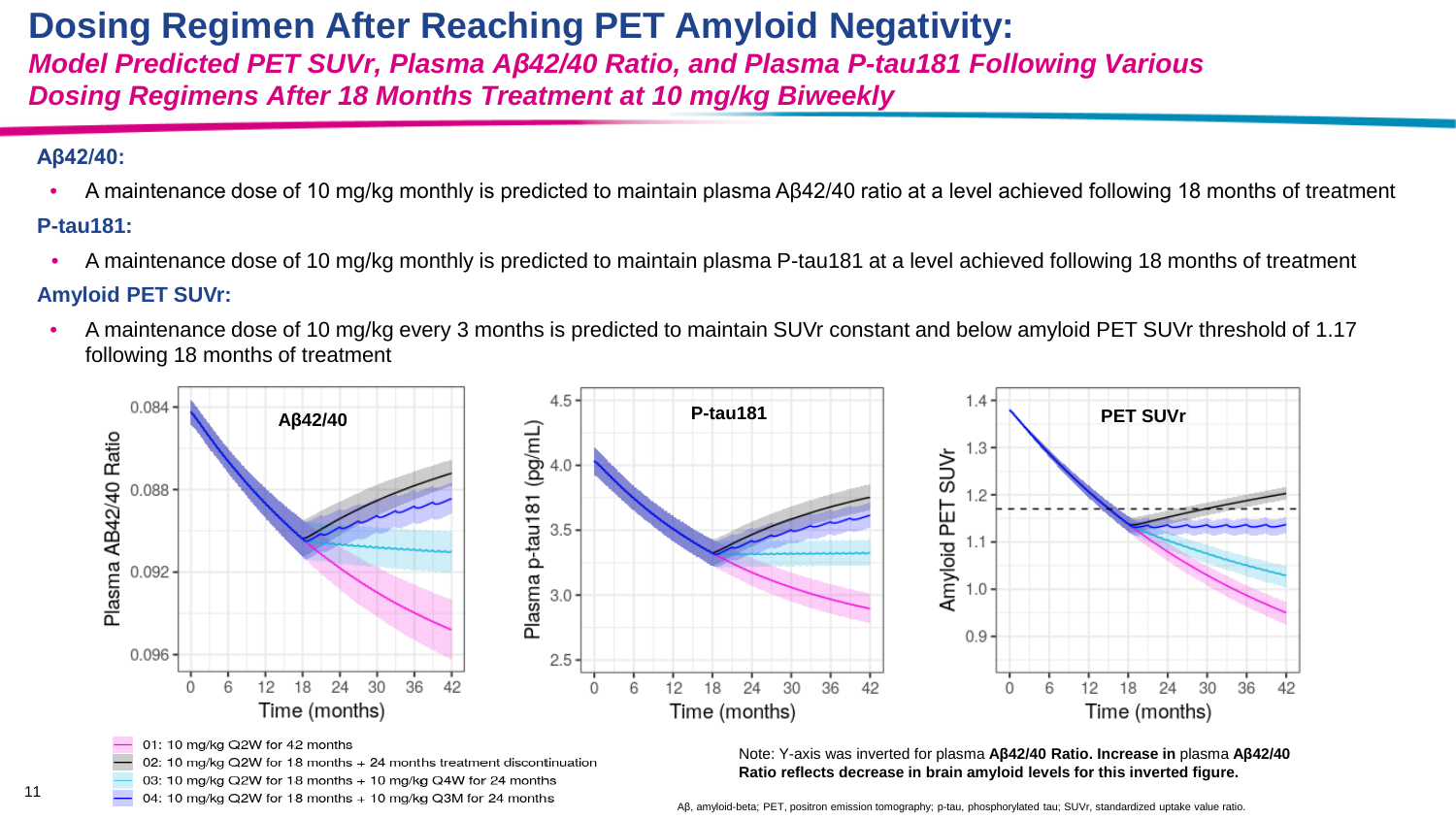# Dosing Regimen After Reaching PET Amyloid Negativity:

## *Model Predicted PET SUVr, Plasma Aβ42/40 Ratio, and Plasma P-tau181 Following Various Dosing Regimens After 18 Months Treatment at 10 mg/kg Biweekly*

**Aβ42/40:**

- A maintenance dose of 10 mg/kg monthly is predicted to maintain plasma Aβ42/40 ratio at a level achieved following 18 months of treatment

**P-tau181:**

- A maintenance dose of 10 mg/kg monthly is predicted to maintain plasma P-tau181 at a level achieved following 18 months of treatment

**Amyloid PET SUVr:**

- A maintenance dose of 10 mg/kg every 3 months is predicted to maintain SUVr constant and below amyloid PET SUVr threshold of 1.17 following 18 months of treatment

01: 10 mg/kg Q2W for 42 months
02: 10 mg/kg Q2W for 18 months + 24 months treatment discontinuation
03: 10 mg/kg Q2W for 18 months + 10 mg/kg Q4W for 24 months
04: 10 mg/kg Q2W for 18 months + 10 mg/kg Q3M for 24 months

Note: Y-axis was inverted for plasma **Aβ42/40 Ratio. Increase in** plasma **Aβ42/40 Ratio reflects decrease in brain amyloid levels for this inverted figure.**

Aβ, amyloid-beta; PET, positron emission tomography; p-tau, phosphorylated tau; SUVr, standardized uptake value ratio.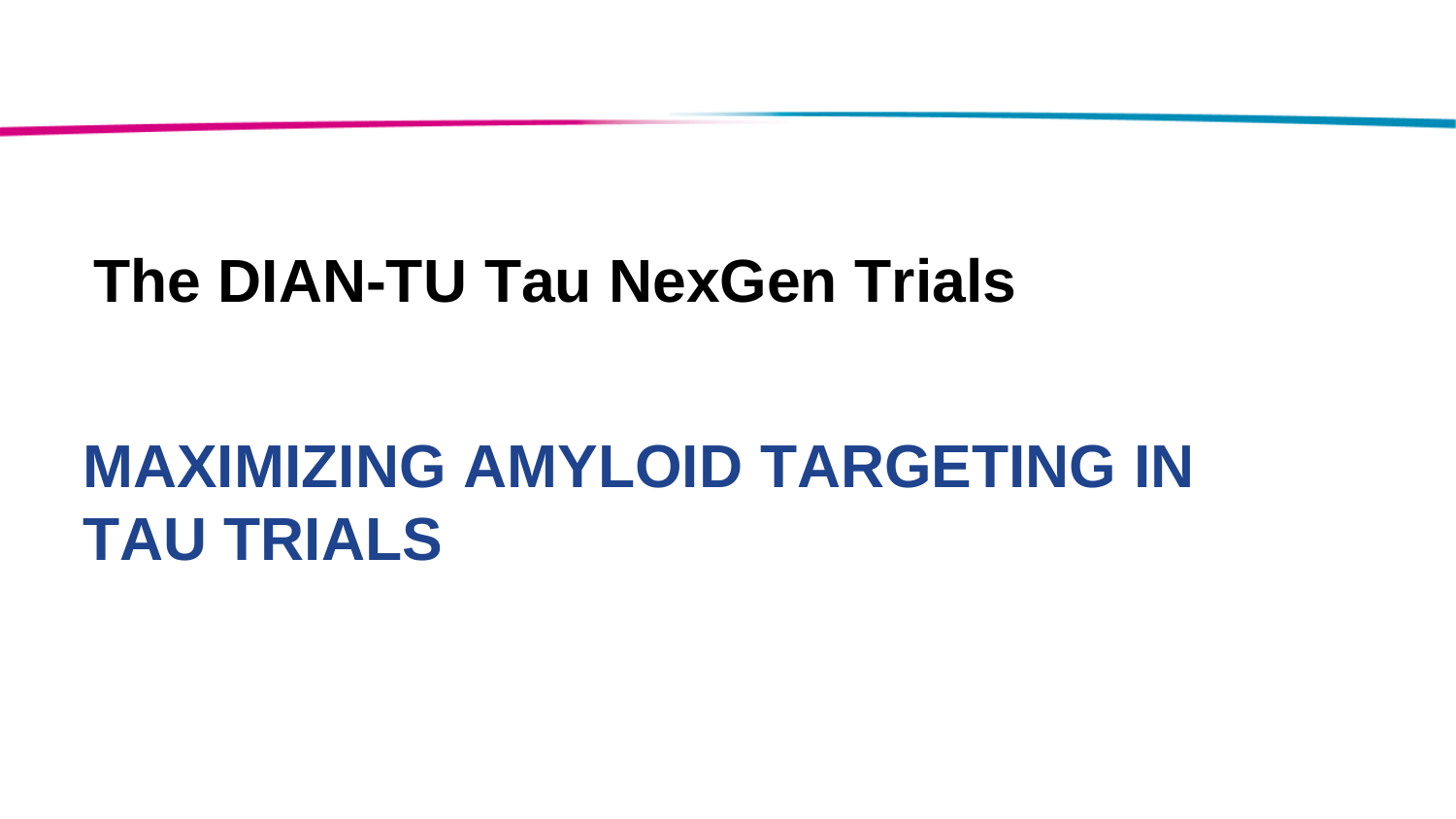# The DIAN-TU Tau NexGen Trials

## MAXIMIZING AMYLOID TARGETING IN TAU TRIALS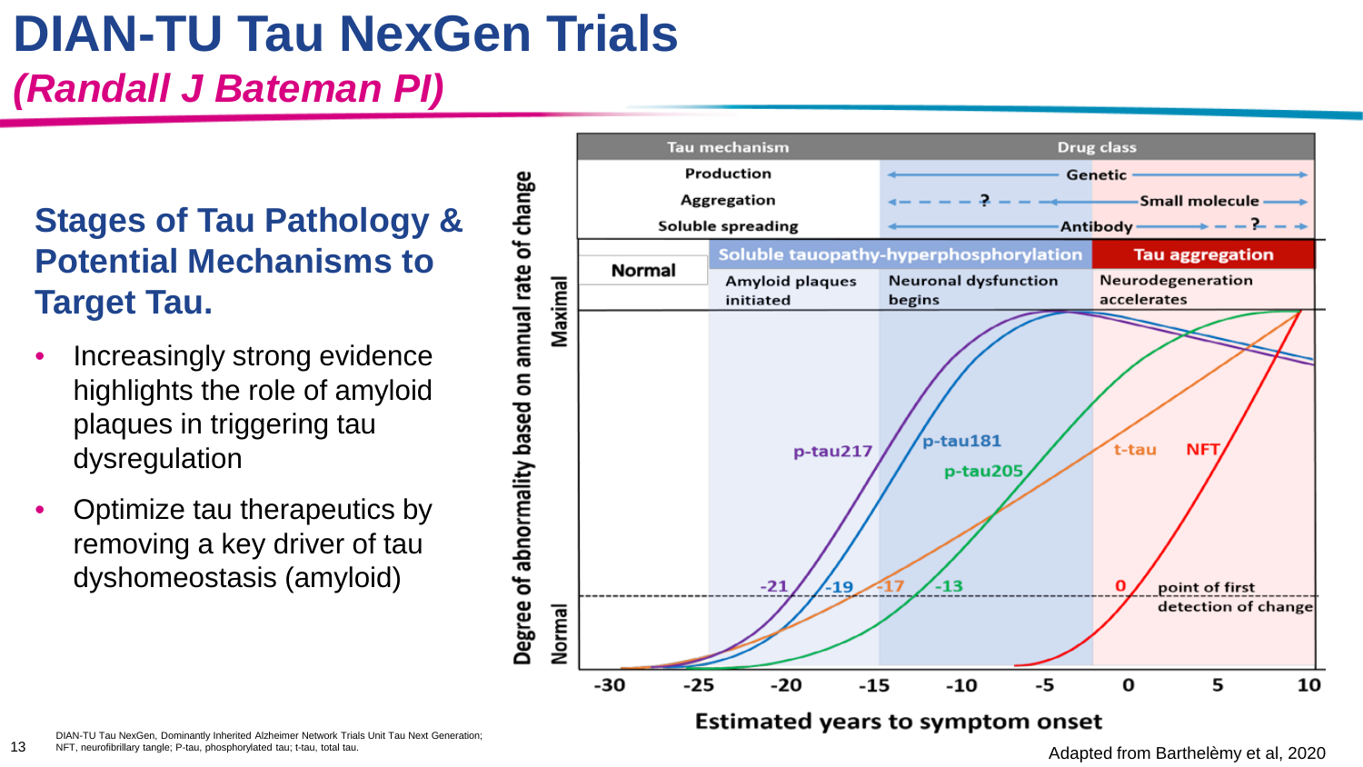# DIAN-TU Tau NexGen Trials

## *(Randall J Bateman PI)*

### Stages of Tau Pathology & Potential Mechanisms to Target Tau.

- Increasingly strong evidence highlights the role of amyloid plaques in triggering tau dysregulation
- Optimize tau therapeutics by removing a key driver of tau dyshomeostasis (amyloid)

| Tau mechanism | Drug class |
| --- | --- |
| Production | Genetic |
| Aggregation | ? – Small molecule |
| Soluble spreading | Antibody – ? |

| Normal | Soluble tauopathy-hyperphosphorylation | | Tau aggregation |
| --- | --- | --- | --- |
| | Amyloid plaques initiated | Neuronal dysfunction begins | Neurodegeneration accelerates |

Degree of abnormality based on annual rate of change (Normal – Maximal)

Curves: p-tau217 (-21), p-tau181 (-19), t-tau (-17), p-tau205 (-13), NFT (0) — point of first detection of change

Estimated years to symptom onset: -30, -25, -20, -15, -10, -5, 0, 5, 10

Adapted from Barthelèmy et al, 2020

DIAN-TU Tau NexGen, Dominantly Inherited Alzheimer Network Trials Unit Tau Next Generation; NFT, neurofibrillary tangle; P-tau, phosphorylated tau; t-tau, total tau.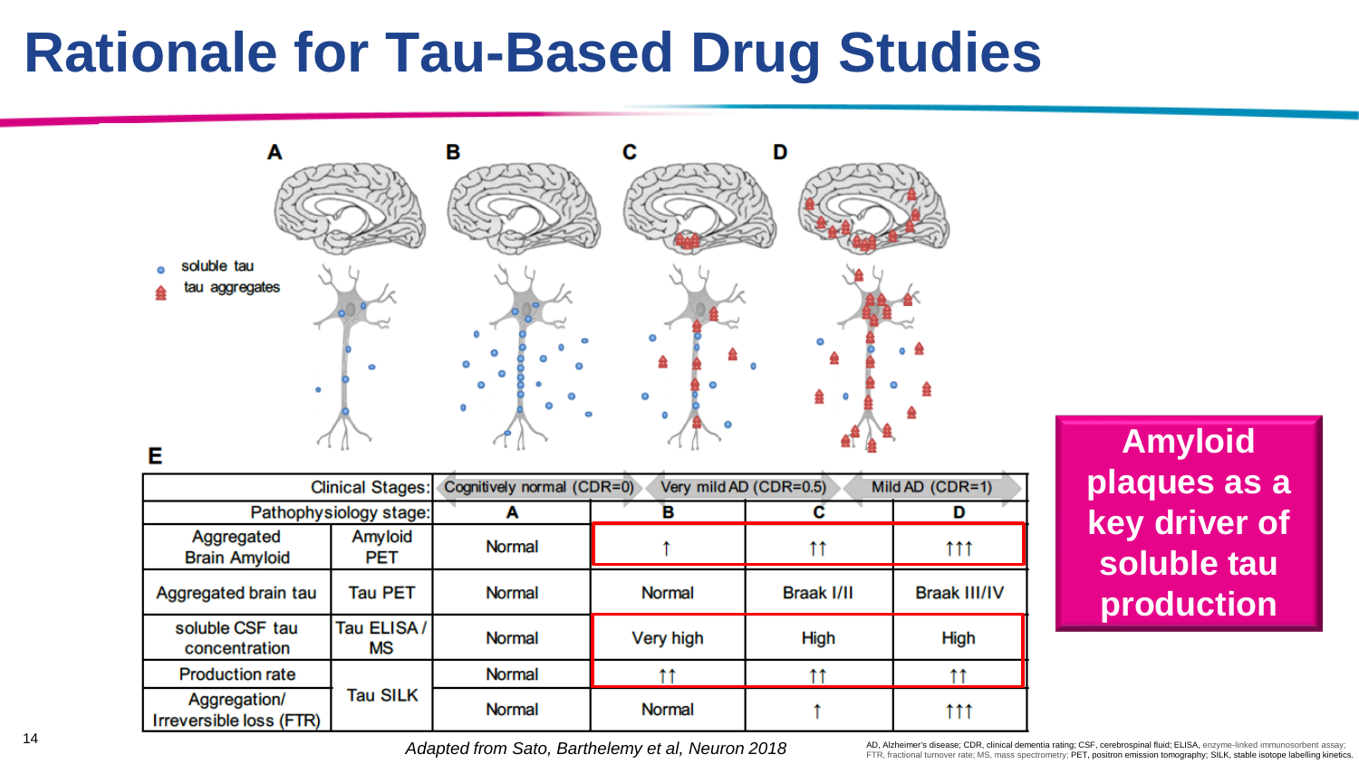# Rationale for Tau-Based Drug Studies

A B C D

- soluble tau
- tau aggregates

E

| Clinical Stages: | | Cognitively normal (CDR=0) | Very mild AD (CDR=0.5) | | Mild AD (CDR=1) |
|---|---|---|---|---|---|
| Pathophysiology stage: | | A | B | C | D |
| Aggregated Brain Amyloid | Amyloid PET | Normal | ↑ | ↑↑ | ↑↑↑ |
| Aggregated brain tau | Tau PET | Normal | Normal | Braak I/II | Braak III/IV |
| soluble CSF tau concentration | Tau ELISA / MS | Normal | Very high | High | High |
| Production rate | Tau SILK | Normal | ↑↑ | ↑↑ | ↑↑ |
| Aggregation/ Irreversible loss (FTR) | Tau SILK | Normal | Normal | ↑ | ↑↑↑ |

**Amyloid plaques as a key driver of soluble tau production**

*Adapted from Sato, Barthelemy et al, Neuron 2018*

AD, Alzheimer's disease; CDR, clinical dementia rating; CSF, cerebrospinal fluid; ELISA, enzyme-linked immunosorbent assay; FTR, fractional turnover rate; MS, mass spectrometry; PET, positron emission tomography; SILK, stable isotope labelling kinetics.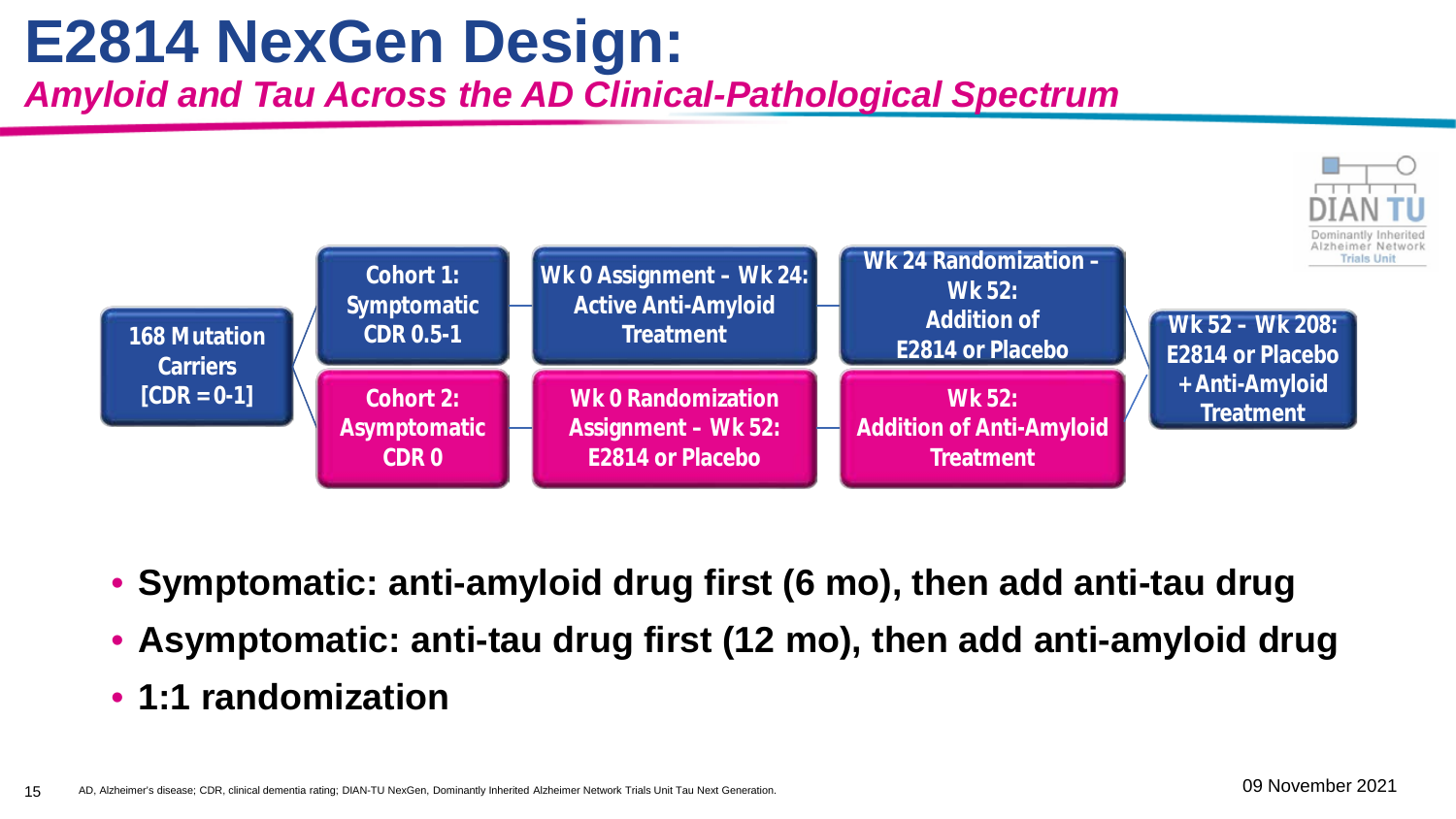# E2814 NexGen Design:

## *Amyloid and Tau Across the AD Clinical-Pathological Spectrum*

DIAN TU — Dominantly Inherited Alzheimer Network Trials Unit

**168 Mutation Carriers [CDR = 0-1]**

- **Cohort 1: Symptomatic CDR 0.5-1** → **Wk 0 Assignment – Wk 24: Active Anti-Amyloid Treatment** → **Wk 24 Randomization – Wk 52: Addition of E2814 or Placebo**
- **Cohort 2: Asymptomatic CDR 0** → **Wk 0 Randomization Assignment – Wk 52: E2814 or Placebo** → **Wk 52: Addition of Anti-Amyloid Treatment**

→ **Wk 52 – Wk 208: E2814 or Placebo + Anti-Amyloid Treatment**

- **Symptomatic: anti-amyloid drug first (6 mo), then add anti-tau drug**
- **Asymptomatic: anti-tau drug first (12 mo), then add anti-amyloid drug**
- **1:1 randomization**

AD, Alzheimer's disease; CDR, clinical dementia rating; DIAN-TU NexGen, Dominantly Inherited Alzheimer Network Trials Unit Tau Next Generation.

09 November 2021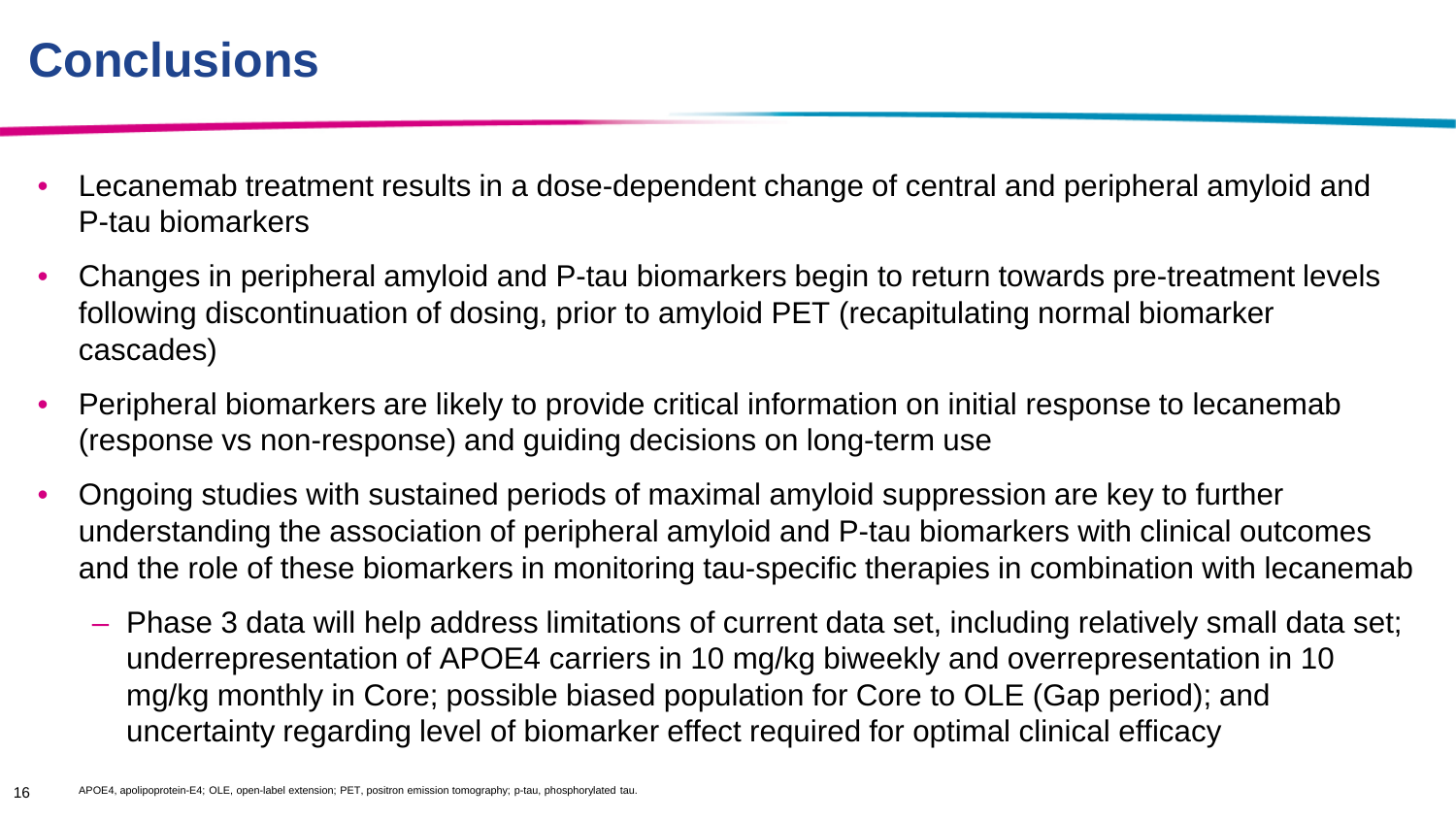# Conclusions

- Lecanemab treatment results in a dose-dependent change of central and peripheral amyloid and P-tau biomarkers
- Changes in peripheral amyloid and P-tau biomarkers begin to return towards pre-treatment levels following discontinuation of dosing, prior to amyloid PET (recapitulating normal biomarker cascades)
- Peripheral biomarkers are likely to provide critical information on initial response to lecanemab (response vs non-response) and guiding decisions on long-term use
- Ongoing studies with sustained periods of maximal amyloid suppression are key to further understanding the association of peripheral amyloid and P-tau biomarkers with clinical outcomes and the role of these biomarkers in monitoring tau-specific therapies in combination with lecanemab
  - Phase 3 data will help address limitations of current data set, including relatively small data set; underrepresentation of APOE4 carriers in 10 mg/kg biweekly and overrepresentation in 10 mg/kg monthly in Core; possible biased population for Core to OLE (Gap period); and uncertainty regarding level of biomarker effect required for optimal clinical efficacy

APOE4, apolipoprotein-E4; OLE, open-label extension; PET, positron emission tomography; p-tau, phosphorylated tau.